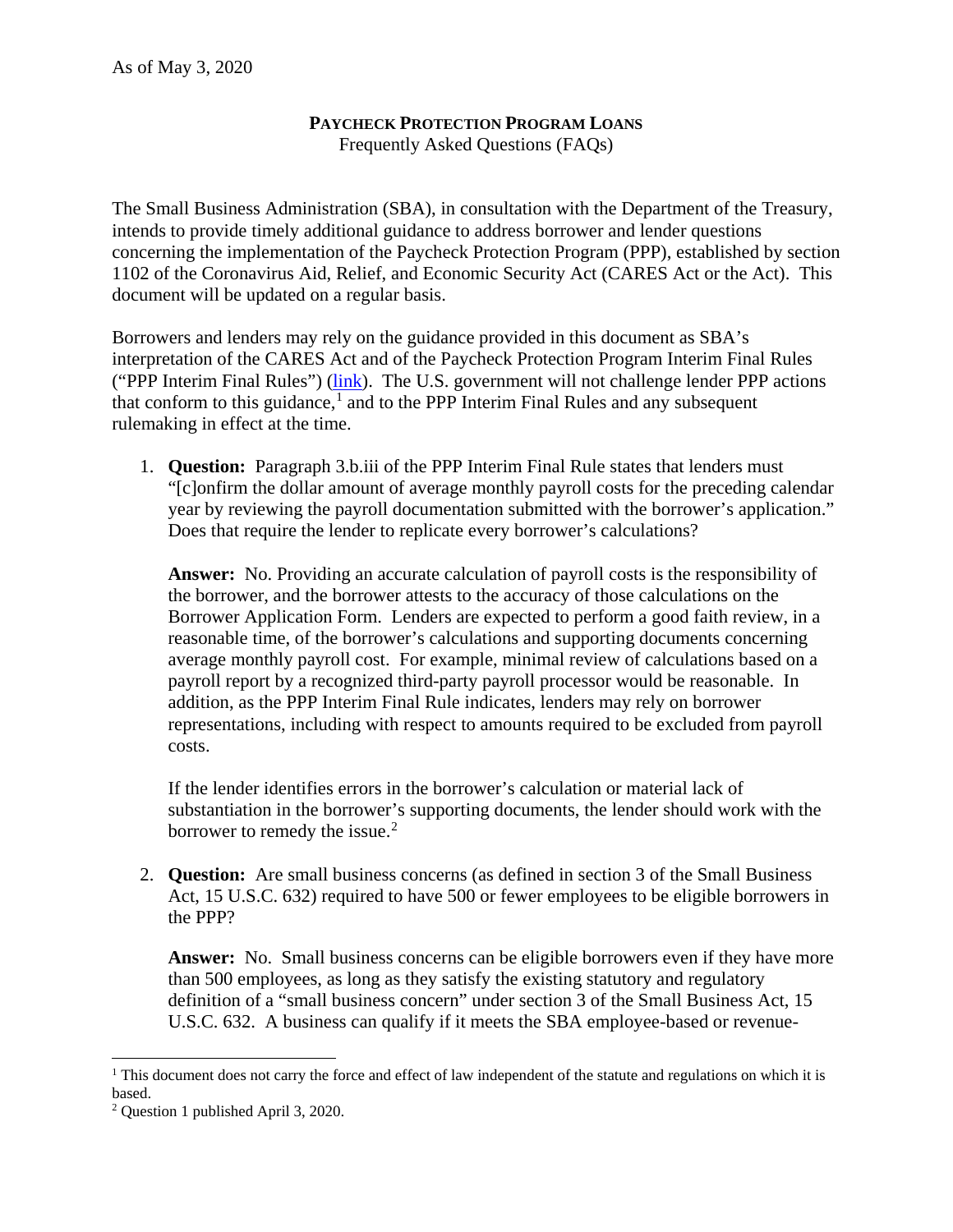As of May 3, 2020

# PAYCHECK PROTECTION PROGRAM LOANS

Frequently Asked Questions (FAQs)

The Small Business Administration (SBA), in consultation with the Department of the Treasury, intends to provide timely additional guidance to address borrower and lender questions concerning the implementation of the Paycheck Protection Program (PPP), established by section 1102 of the Coronavirus Aid, Relief, and Economic Security Act (CARES Act or the Act). This document will be updated on a regular basis.

Borrowers and lenders may rely on the guidance provided in this document as SBA's interpretation of the CARES Act and of the Paycheck Protection Program Interim Final Rules ("PPP Interim Final Rules") (link). The U.S. government will not challenge lender PPP actions that conform to this guidance,[1] and to the PPP Interim Final Rules and any subsequent rulemaking in effect at the time.

1. **Question:** Paragraph 3.b.iii of the PPP Interim Final Rule states that lenders must "[c]onfirm the dollar amount of average monthly payroll costs for the preceding calendar year by reviewing the payroll documentation submitted with the borrower's application." Does that require the lender to replicate every borrower's calculations?

   **Answer:** No. Providing an accurate calculation of payroll costs is the responsibility of the borrower, and the borrower attests to the accuracy of those calculations on the Borrower Application Form. Lenders are expected to perform a good faith review, in a reasonable time, of the borrower's calculations and supporting documents concerning average monthly payroll cost. For example, minimal review of calculations based on a payroll report by a recognized third-party payroll processor would be reasonable. In addition, as the PPP Interim Final Rule indicates, lenders may rely on borrower representations, including with respect to amounts required to be excluded from payroll costs.

   If the lender identifies errors in the borrower's calculation or material lack of substantiation in the borrower's supporting documents, the lender should work with the borrower to remedy the issue.[2]

2. **Question:** Are small business concerns (as defined in section 3 of the Small Business Act, 15 U.S.C. 632) required to have 500 or fewer employees to be eligible borrowers in the PPP?

   **Answer:** No. Small business concerns can be eligible borrowers even if they have more than 500 employees, as long as they satisfy the existing statutory and regulatory definition of a "small business concern" under section 3 of the Small Business Act, 15 U.S.C. 632. A business can qualify if it meets the SBA employee-based or revenue-

---

[1] This document does not carry the force and effect of law independent of the statute and regulations on which it is based.

[2] Question 1 published April 3, 2020.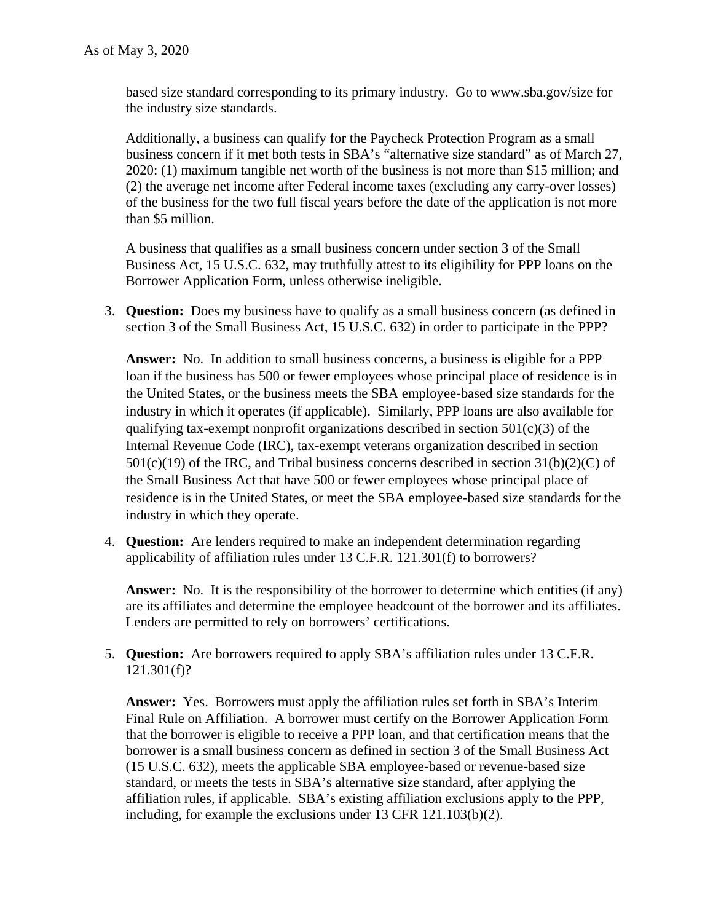based size standard corresponding to its primary industry. Go to www.sba.gov/size for the industry size standards.

Additionally, a business can qualify for the Paycheck Protection Program as a small business concern if it met both tests in SBA's "alternative size standard" as of March 27, 2020: (1) maximum tangible net worth of the business is not more than $15 million; and (2) the average net income after Federal income taxes (excluding any carry-over losses) of the business for the two full fiscal years before the date of the application is not more than $5 million.

A business that qualifies as a small business concern under section 3 of the Small Business Act, 15 U.S.C. 632, may truthfully attest to its eligibility for PPP loans on the Borrower Application Form, unless otherwise ineligible.

3. **Question:** Does my business have to qualify as a small business concern (as defined in section 3 of the Small Business Act, 15 U.S.C. 632) in order to participate in the PPP?

   **Answer:** No. In addition to small business concerns, a business is eligible for a PPP loan if the business has 500 or fewer employees whose principal place of residence is in the United States, or the business meets the SBA employee-based size standards for the industry in which it operates (if applicable). Similarly, PPP loans are also available for qualifying tax-exempt nonprofit organizations described in section 501(c)(3) of the Internal Revenue Code (IRC), tax-exempt veterans organization described in section 501(c)(19) of the IRC, and Tribal business concerns described in section 31(b)(2)(C) of the Small Business Act that have 500 or fewer employees whose principal place of residence is in the United States, or meet the SBA employee-based size standards for the industry in which they operate.

4. **Question:** Are lenders required to make an independent determination regarding applicability of affiliation rules under 13 C.F.R. 121.301(f) to borrowers?

   **Answer:** No. It is the responsibility of the borrower to determine which entities (if any) are its affiliates and determine the employee headcount of the borrower and its affiliates. Lenders are permitted to rely on borrowers' certifications.

5. **Question:** Are borrowers required to apply SBA's affiliation rules under 13 C.F.R. 121.301(f)?

   **Answer:** Yes. Borrowers must apply the affiliation rules set forth in SBA's Interim Final Rule on Affiliation. A borrower must certify on the Borrower Application Form that the borrower is eligible to receive a PPP loan, and that certification means that the borrower is a small business concern as defined in section 3 of the Small Business Act (15 U.S.C. 632), meets the applicable SBA employee-based or revenue-based size standard, or meets the tests in SBA's alternative size standard, after applying the affiliation rules, if applicable. SBA's existing affiliation exclusions apply to the PPP, including, for example the exclusions under 13 CFR 121.103(b)(2).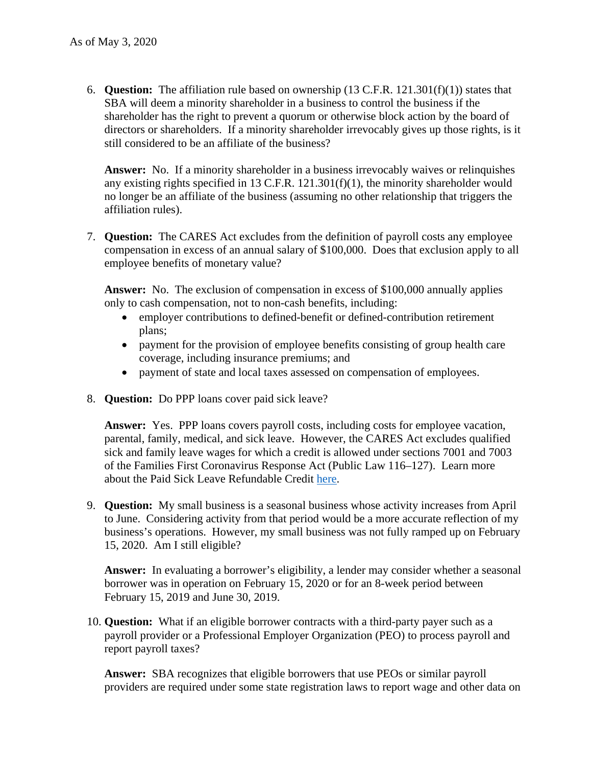As of May 3, 2020

6. **Question:** The affiliation rule based on ownership (13 C.F.R. 121.301(f)(1)) states that SBA will deem a minority shareholder in a business to control the business if the shareholder has the right to prevent a quorum or otherwise block action by the board of directors or shareholders. If a minority shareholder irrevocably gives up those rights, is it still considered to be an affiliate of the business?

   **Answer:** No. If a minority shareholder in a business irrevocably waives or relinquishes any existing rights specified in 13 C.F.R. 121.301(f)(1), the minority shareholder would no longer be an affiliate of the business (assuming no other relationship that triggers the affiliation rules).

7. **Question:** The CARES Act excludes from the definition of payroll costs any employee compensation in excess of an annual salary of $100,000. Does that exclusion apply to all employee benefits of monetary value?

   **Answer:** No. The exclusion of compensation in excess of $100,000 annually applies only to cash compensation, not to non-cash benefits, including:
   - employer contributions to defined-benefit or defined-contribution retirement plans;
   - payment for the provision of employee benefits consisting of group health care coverage, including insurance premiums; and
   - payment of state and local taxes assessed on compensation of employees.

8. **Question:** Do PPP loans cover paid sick leave?

   **Answer:** Yes. PPP loans covers payroll costs, including costs for employee vacation, parental, family, medical, and sick leave. However, the CARES Act excludes qualified sick and family leave wages for which a credit is allowed under sections 7001 and 7003 of the Families First Coronavirus Response Act (Public Law 116–127). Learn more about the Paid Sick Leave Refundable Credit here.

9. **Question:** My small business is a seasonal business whose activity increases from April to June. Considering activity from that period would be a more accurate reflection of my business's operations. However, my small business was not fully ramped up on February 15, 2020. Am I still eligible?

   **Answer:** In evaluating a borrower's eligibility, a lender may consider whether a seasonal borrower was in operation on February 15, 2020 or for an 8-week period between February 15, 2019 and June 30, 2019.

10. **Question:** What if an eligible borrower contracts with a third-party payer such as a payroll provider or a Professional Employer Organization (PEO) to process payroll and report payroll taxes?

    **Answer:** SBA recognizes that eligible borrowers that use PEOs or similar payroll providers are required under some state registration laws to report wage and other data on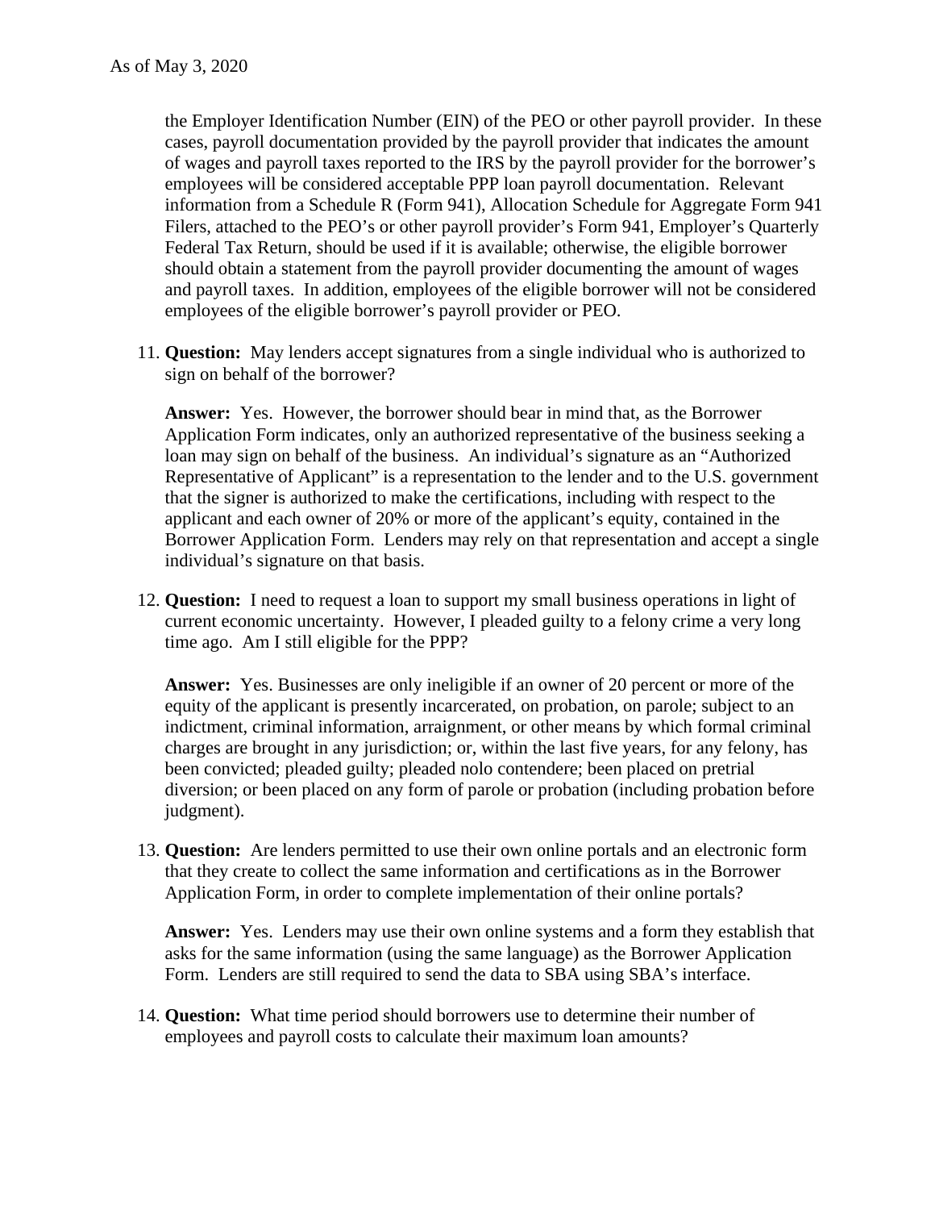the Employer Identification Number (EIN) of the PEO or other payroll provider. In these cases, payroll documentation provided by the payroll provider that indicates the amount of wages and payroll taxes reported to the IRS by the payroll provider for the borrower's employees will be considered acceptable PPP loan payroll documentation. Relevant information from a Schedule R (Form 941), Allocation Schedule for Aggregate Form 941 Filers, attached to the PEO's or other payroll provider's Form 941, Employer's Quarterly Federal Tax Return, should be used if it is available; otherwise, the eligible borrower should obtain a statement from the payroll provider documenting the amount of wages and payroll taxes. In addition, employees of the eligible borrower will not be considered employees of the eligible borrower's payroll provider or PEO.

11. **Question:** May lenders accept signatures from a single individual who is authorized to sign on behalf of the borrower?

    **Answer:** Yes. However, the borrower should bear in mind that, as the Borrower Application Form indicates, only an authorized representative of the business seeking a loan may sign on behalf of the business. An individual's signature as an "Authorized Representative of Applicant" is a representation to the lender and to the U.S. government that the signer is authorized to make the certifications, including with respect to the applicant and each owner of 20% or more of the applicant's equity, contained in the Borrower Application Form. Lenders may rely on that representation and accept a single individual's signature on that basis.

12. **Question:** I need to request a loan to support my small business operations in light of current economic uncertainty. However, I pleaded guilty to a felony crime a very long time ago. Am I still eligible for the PPP?

    **Answer:** Yes. Businesses are only ineligible if an owner of 20 percent or more of the equity of the applicant is presently incarcerated, on probation, on parole; subject to an indictment, criminal information, arraignment, or other means by which formal criminal charges are brought in any jurisdiction; or, within the last five years, for any felony, has been convicted; pleaded guilty; pleaded nolo contendere; been placed on pretrial diversion; or been placed on any form of parole or probation (including probation before judgment).

13. **Question:** Are lenders permitted to use their own online portals and an electronic form that they create to collect the same information and certifications as in the Borrower Application Form, in order to complete implementation of their online portals?

    **Answer:** Yes. Lenders may use their own online systems and a form they establish that asks for the same information (using the same language) as the Borrower Application Form. Lenders are still required to send the data to SBA using SBA's interface.

14. **Question:** What time period should borrowers use to determine their number of employees and payroll costs to calculate their maximum loan amounts?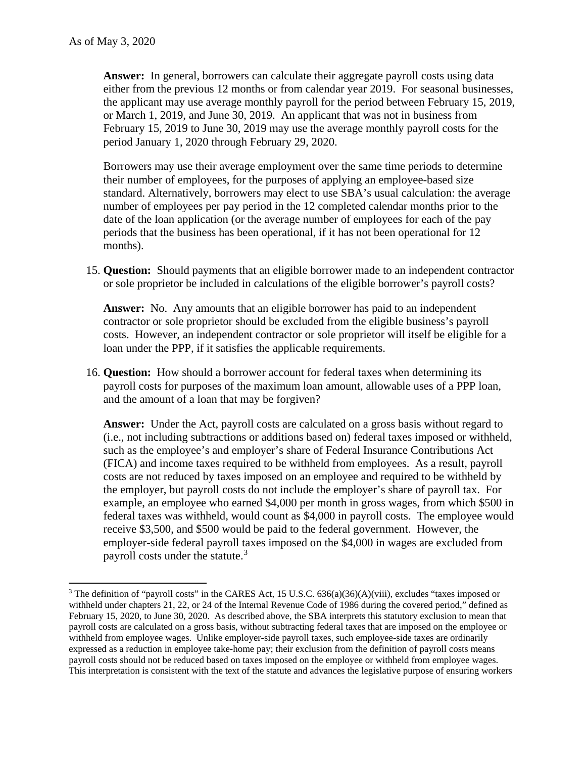**Answer:** In general, borrowers can calculate their aggregate payroll costs using data either from the previous 12 months or from calendar year 2019. For seasonal businesses, the applicant may use average monthly payroll for the period between February 15, 2019, or March 1, 2019, and June 30, 2019. An applicant that was not in business from February 15, 2019 to June 30, 2019 may use the average monthly payroll costs for the period January 1, 2020 through February 29, 2020.

Borrowers may use their average employment over the same time periods to determine their number of employees, for the purposes of applying an employee-based size standard. Alternatively, borrowers may elect to use SBA's usual calculation: the average number of employees per pay period in the 12 completed calendar months prior to the date of the loan application (or the average number of employees for each of the pay periods that the business has been operational, if it has not been operational for 12 months).

15. **Question:** Should payments that an eligible borrower made to an independent contractor or sole proprietor be included in calculations of the eligible borrower's payroll costs?

    **Answer:** No. Any amounts that an eligible borrower has paid to an independent contractor or sole proprietor should be excluded from the eligible business's payroll costs. However, an independent contractor or sole proprietor will itself be eligible for a loan under the PPP, if it satisfies the applicable requirements.

16. **Question:** How should a borrower account for federal taxes when determining its payroll costs for purposes of the maximum loan amount, allowable uses of a PPP loan, and the amount of a loan that may be forgiven?

    **Answer:** Under the Act, payroll costs are calculated on a gross basis without regard to (i.e., not including subtractions or additions based on) federal taxes imposed or withheld, such as the employee's and employer's share of Federal Insurance Contributions Act (FICA) and income taxes required to be withheld from employees. As a result, payroll costs are not reduced by taxes imposed on an employee and required to be withheld by the employer, but payroll costs do not include the employer's share of payroll tax. For example, an employee who earned $4,000 per month in gross wages, from which $500 in federal taxes was withheld, would count as $4,000 in payroll costs. The employee would receive $3,500, and $500 would be paid to the federal government. However, the employer-side federal payroll taxes imposed on the $4,000 in wages are excluded from payroll costs under the statute.[3]

[3] The definition of "payroll costs" in the CARES Act, 15 U.S.C. 636(a)(36)(A)(viii), excludes "taxes imposed or withheld under chapters 21, 22, or 24 of the Internal Revenue Code of 1986 during the covered period," defined as February 15, 2020, to June 30, 2020. As described above, the SBA interprets this statutory exclusion to mean that payroll costs are calculated on a gross basis, without subtracting federal taxes that are imposed on the employee or withheld from employee wages. Unlike employer-side payroll taxes, such employee-side taxes are ordinarily expressed as a reduction in employee take-home pay; their exclusion from the definition of payroll costs means payroll costs should not be reduced based on taxes imposed on the employee or withheld from employee wages. This interpretation is consistent with the text of the statute and advances the legislative purpose of ensuring workers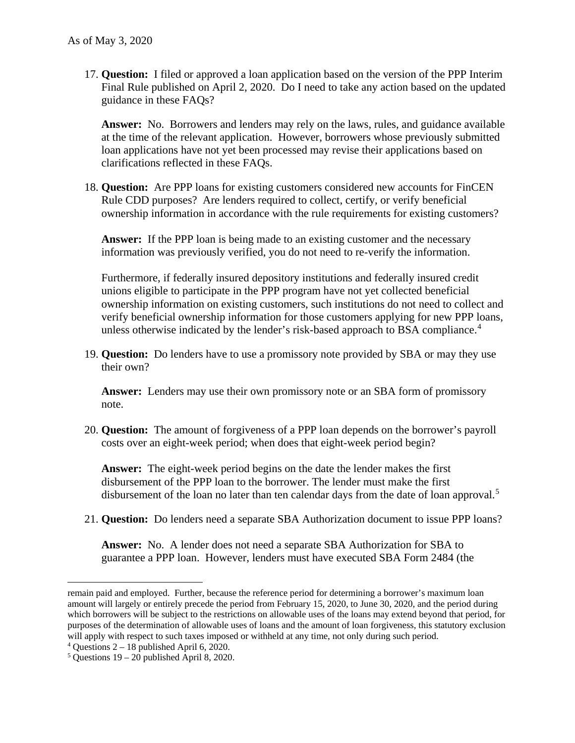17. **Question:** I filed or approved a loan application based on the version of the PPP Interim Final Rule published on April 2, 2020. Do I need to take any action based on the updated guidance in these FAQs?

    **Answer:** No. Borrowers and lenders may rely on the laws, rules, and guidance available at the time of the relevant application. However, borrowers whose previously submitted loan applications have not yet been processed may revise their applications based on clarifications reflected in these FAQs.

18. **Question:** Are PPP loans for existing customers considered new accounts for FinCEN Rule CDD purposes? Are lenders required to collect, certify, or verify beneficial ownership information in accordance with the rule requirements for existing customers?

    **Answer:** If the PPP loan is being made to an existing customer and the necessary information was previously verified, you do not need to re-verify the information.

    Furthermore, if federally insured depository institutions and federally insured credit unions eligible to participate in the PPP program have not yet collected beneficial ownership information on existing customers, such institutions do not need to collect and verify beneficial ownership information for those customers applying for new PPP loans, unless otherwise indicated by the lender's risk-based approach to BSA compliance.[4]

19. **Question:** Do lenders have to use a promissory note provided by SBA or may they use their own?

    **Answer:** Lenders may use their own promissory note or an SBA form of promissory note.

20. **Question:** The amount of forgiveness of a PPP loan depends on the borrower's payroll costs over an eight-week period; when does that eight-week period begin?

    **Answer:** The eight-week period begins on the date the lender makes the first disbursement of the PPP loan to the borrower. The lender must make the first disbursement of the loan no later than ten calendar days from the date of loan approval.[5]

21. **Question:** Do lenders need a separate SBA Authorization document to issue PPP loans?

    **Answer:** No. A lender does not need a separate SBA Authorization for SBA to guarantee a PPP loan. However, lenders must have executed SBA Form 2484 (the

---

remain paid and employed. Further, because the reference period for determining a borrower's maximum loan amount will largely or entirely precede the period from February 15, 2020, to June 30, 2020, and the period during which borrowers will be subject to the restrictions on allowable uses of the loans may extend beyond that period, for purposes of the determination of allowable uses of loans and the amount of loan forgiveness, this statutory exclusion will apply with respect to such taxes imposed or withheld at any time, not only during such period.

[4] Questions 2 – 18 published April 6, 2020.

[5] Questions 19 – 20 published April 8, 2020.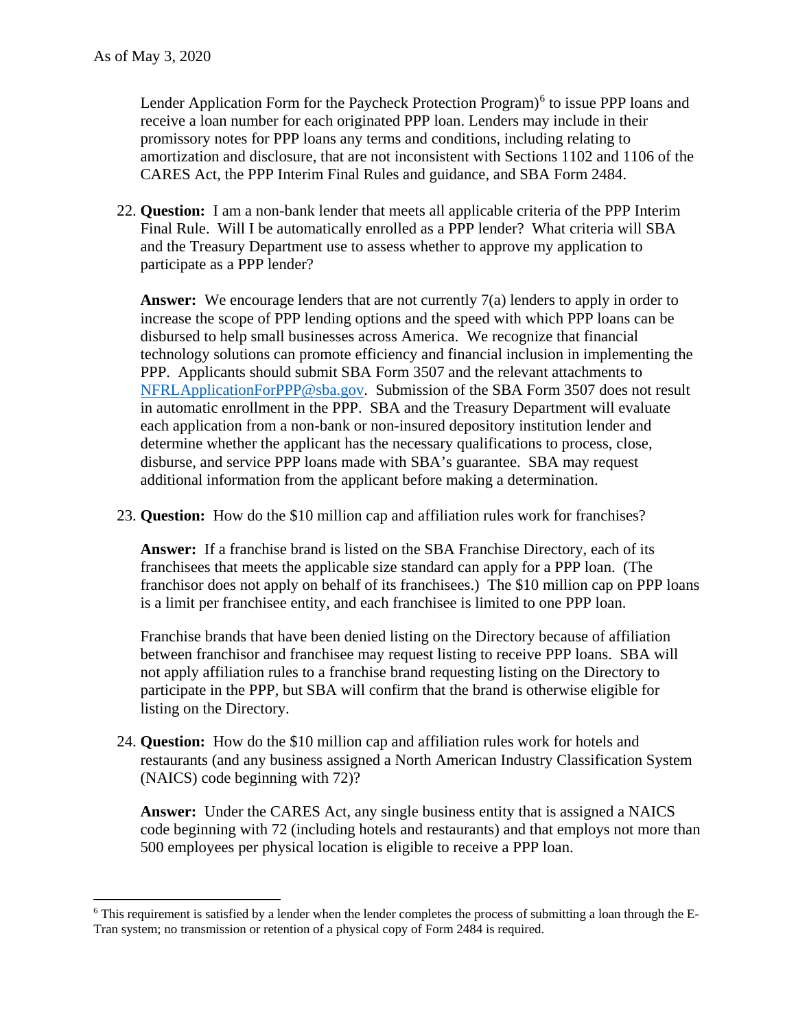Lender Application Form for the Paycheck Protection Program)[6] to issue PPP loans and receive a loan number for each originated PPP loan. Lenders may include in their promissory notes for PPP loans any terms and conditions, including relating to amortization and disclosure, that are not inconsistent with Sections 1102 and 1106 of the CARES Act, the PPP Interim Final Rules and guidance, and SBA Form 2484.

22. **Question:** I am a non-bank lender that meets all applicable criteria of the PPP Interim Final Rule. Will I be automatically enrolled as a PPP lender? What criteria will SBA and the Treasury Department use to assess whether to approve my application to participate as a PPP lender?

    **Answer:** We encourage lenders that are not currently 7(a) lenders to apply in order to increase the scope of PPP lending options and the speed with which PPP loans can be disbursed to help small businesses across America. We recognize that financial technology solutions can promote efficiency and financial inclusion in implementing the PPP. Applicants should submit SBA Form 3507 and the relevant attachments to [NFRLApplicationForPPP@sba.gov](mailto:NFRLApplicationForPPP@sba.gov). Submission of the SBA Form 3507 does not result in automatic enrollment in the PPP. SBA and the Treasury Department will evaluate each application from a non-bank or non-insured depository institution lender and determine whether the applicant has the necessary qualifications to process, close, disburse, and service PPP loans made with SBA's guarantee. SBA may request additional information from the applicant before making a determination.

23. **Question:** How do the $10 million cap and affiliation rules work for franchises?

    **Answer:** If a franchise brand is listed on the SBA Franchise Directory, each of its franchisees that meets the applicable size standard can apply for a PPP loan. (The franchisor does not apply on behalf of its franchisees.) The $10 million cap on PPP loans is a limit per franchisee entity, and each franchisee is limited to one PPP loan.

    Franchise brands that have been denied listing on the Directory because of affiliation between franchisor and franchisee may request listing to receive PPP loans. SBA will not apply affiliation rules to a franchise brand requesting listing on the Directory to participate in the PPP, but SBA will confirm that the brand is otherwise eligible for listing on the Directory.

24. **Question:** How do the $10 million cap and affiliation rules work for hotels and restaurants (and any business assigned a North American Industry Classification System (NAICS) code beginning with 72)?

    **Answer:** Under the CARES Act, any single business entity that is assigned a NAICS code beginning with 72 (including hotels and restaurants) and that employs not more than 500 employees per physical location is eligible to receive a PPP loan.

---

[6] This requirement is satisfied by a lender when the lender completes the process of submitting a loan through the E-Tran system; no transmission or retention of a physical copy of Form 2484 is required.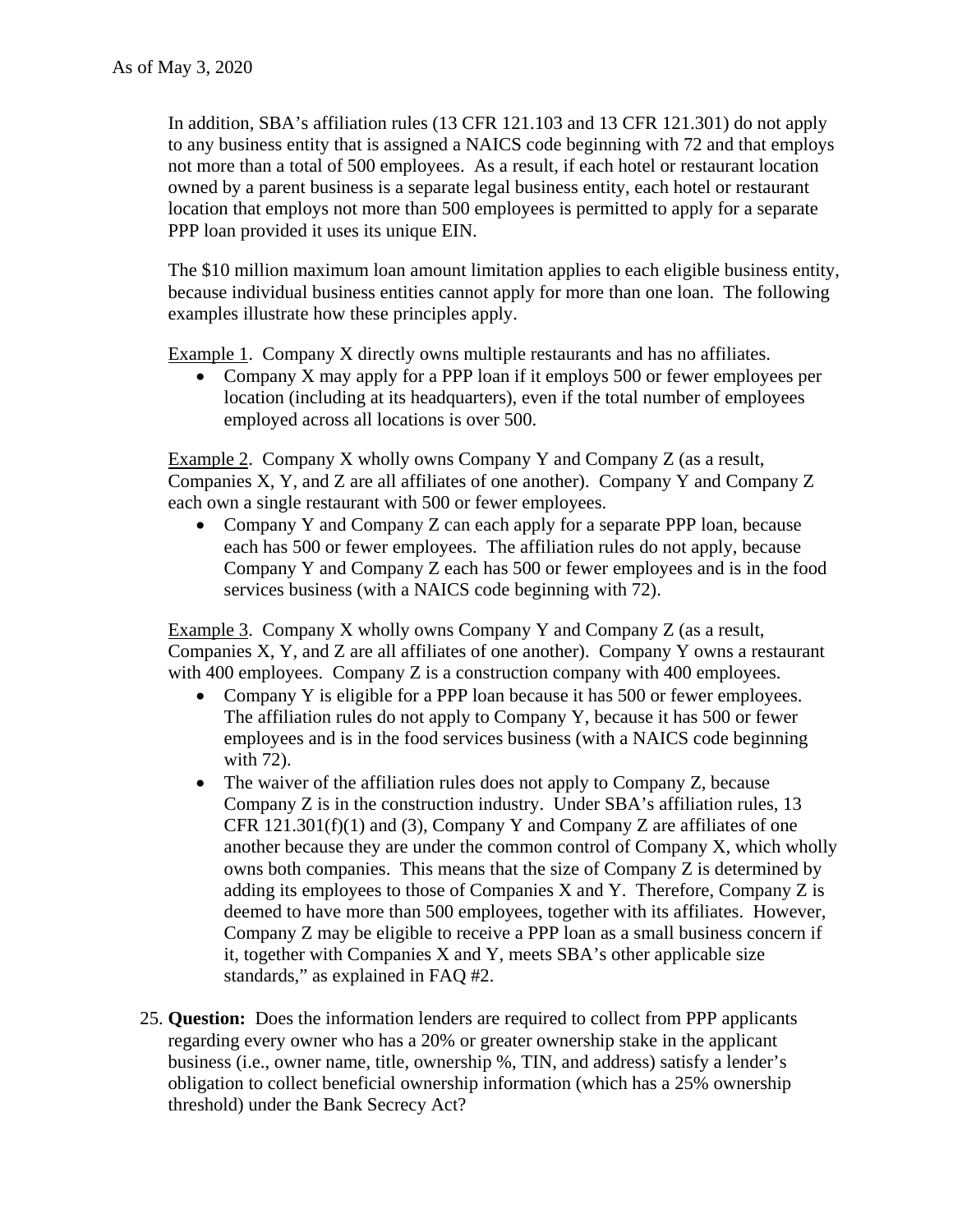As of May 3, 2020

In addition, SBA's affiliation rules (13 CFR 121.103 and 13 CFR 121.301) do not apply to any business entity that is assigned a NAICS code beginning with 72 and that employs not more than a total of 500 employees. As a result, if each hotel or restaurant location owned by a parent business is a separate legal business entity, each hotel or restaurant location that employs not more than 500 employees is permitted to apply for a separate PPP loan provided it uses its unique EIN.

The $10 million maximum loan amount limitation applies to each eligible business entity, because individual business entities cannot apply for more than one loan. The following examples illustrate how these principles apply.

<u>Example 1</u>. Company X directly owns multiple restaurants and has no affiliates.

- Company X may apply for a PPP loan if it employs 500 or fewer employees per location (including at its headquarters), even if the total number of employees employed across all locations is over 500.

<u>Example 2</u>. Company X wholly owns Company Y and Company Z (as a result, Companies X, Y, and Z are all affiliates of one another). Company Y and Company Z each own a single restaurant with 500 or fewer employees.

- Company Y and Company Z can each apply for a separate PPP loan, because each has 500 or fewer employees. The affiliation rules do not apply, because Company Y and Company Z each has 500 or fewer employees and is in the food services business (with a NAICS code beginning with 72).

<u>Example 3</u>. Company X wholly owns Company Y and Company Z (as a result, Companies X, Y, and Z are all affiliates of one another). Company Y owns a restaurant with 400 employees. Company Z is a construction company with 400 employees.

- Company Y is eligible for a PPP loan because it has 500 or fewer employees. The affiliation rules do not apply to Company Y, because it has 500 or fewer employees and is in the food services business (with a NAICS code beginning with 72).
- The waiver of the affiliation rules does not apply to Company Z, because Company Z is in the construction industry. Under SBA's affiliation rules, 13 CFR 121.301(f)(1) and (3), Company Y and Company Z are affiliates of one another because they are under the common control of Company X, which wholly owns both companies. This means that the size of Company Z is determined by adding its employees to those of Companies X and Y. Therefore, Company Z is deemed to have more than 500 employees, together with its affiliates. However, Company Z may be eligible to receive a PPP loan as a small business concern if it, together with Companies X and Y, meets SBA's other applicable size standards," as explained in FAQ #2.

25. **Question:** Does the information lenders are required to collect from PPP applicants regarding every owner who has a 20% or greater ownership stake in the applicant business (i.e., owner name, title, ownership %, TIN, and address) satisfy a lender's obligation to collect beneficial ownership information (which has a 25% ownership threshold) under the Bank Secrecy Act?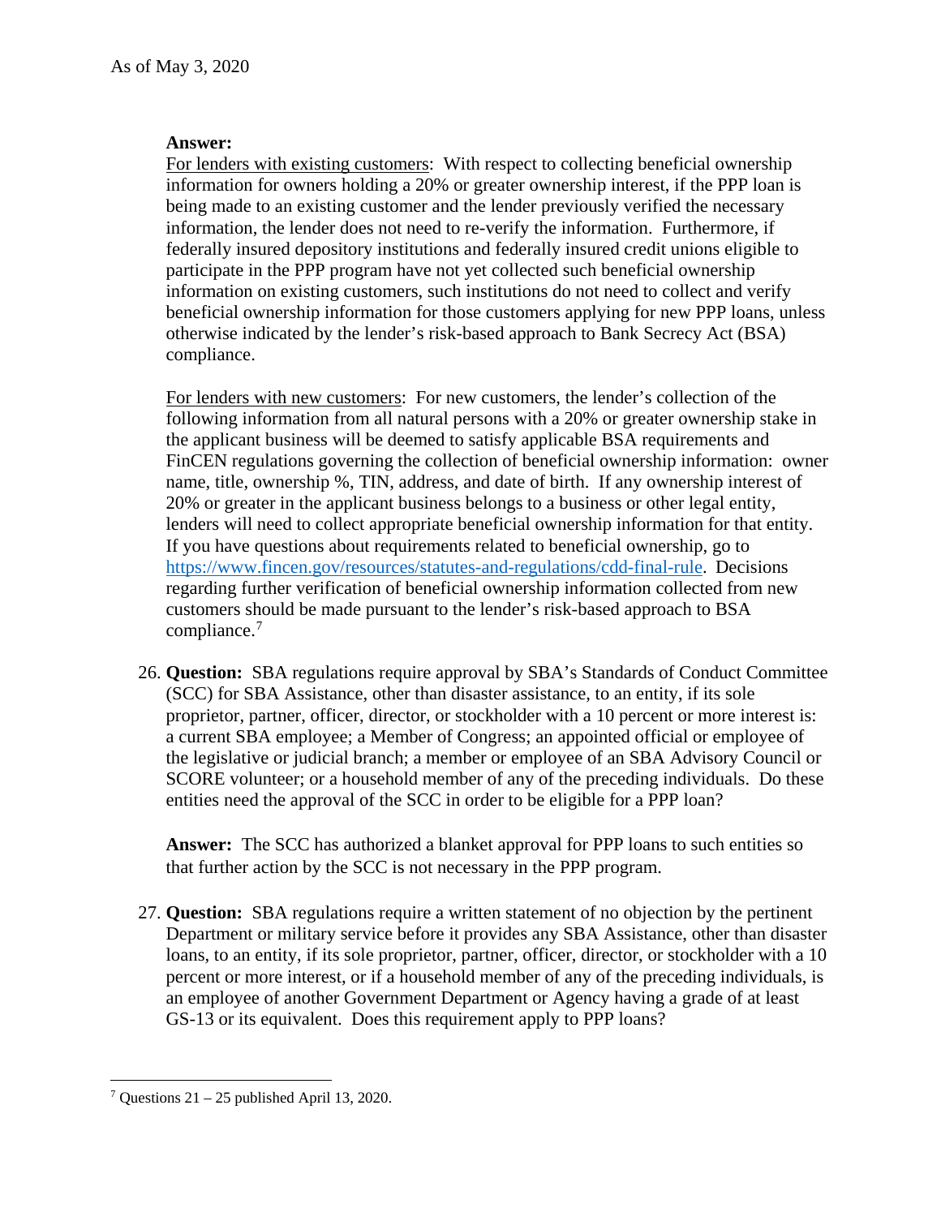As of May 3, 2020

**Answer:**
For lenders with existing customers: With respect to collecting beneficial ownership information for owners holding a 20% or greater ownership interest, if the PPP loan is being made to an existing customer and the lender previously verified the necessary information, the lender does not need to re-verify the information. Furthermore, if federally insured depository institutions and federally insured credit unions eligible to participate in the PPP program have not yet collected such beneficial ownership information on existing customers, such institutions do not need to collect and verify beneficial ownership information for those customers applying for new PPP loans, unless otherwise indicated by the lender's risk-based approach to Bank Secrecy Act (BSA) compliance.

For lenders with new customers: For new customers, the lender's collection of the following information from all natural persons with a 20% or greater ownership stake in the applicant business will be deemed to satisfy applicable BSA requirements and FinCEN regulations governing the collection of beneficial ownership information: owner name, title, ownership %, TIN, address, and date of birth. If any ownership interest of 20% or greater in the applicant business belongs to a business or other legal entity, lenders will need to collect appropriate beneficial ownership information for that entity. If you have questions about requirements related to beneficial ownership, go to https://www.fincen.gov/resources/statutes-and-regulations/cdd-final-rule. Decisions regarding further verification of beneficial ownership information collected from new customers should be made pursuant to the lender's risk-based approach to BSA compliance.[7]

26. **Question:** SBA regulations require approval by SBA's Standards of Conduct Committee (SCC) for SBA Assistance, other than disaster assistance, to an entity, if its sole proprietor, partner, officer, director, or stockholder with a 10 percent or more interest is: a current SBA employee; a Member of Congress; an appointed official or employee of the legislative or judicial branch; a member or employee of an SBA Advisory Council or SCORE volunteer; or a household member of any of the preceding individuals. Do these entities need the approval of the SCC in order to be eligible for a PPP loan?

    **Answer:** The SCC has authorized a blanket approval for PPP loans to such entities so that further action by the SCC is not necessary in the PPP program.

27. **Question:** SBA regulations require a written statement of no objection by the pertinent Department or military service before it provides any SBA Assistance, other than disaster loans, to an entity, if its sole proprietor, partner, officer, director, or stockholder with a 10 percent or more interest, or if a household member of any of the preceding individuals, is an employee of another Government Department or Agency having a grade of at least GS-13 or its equivalent. Does this requirement apply to PPP loans?

[7] Questions 21 – 25 published April 13, 2020.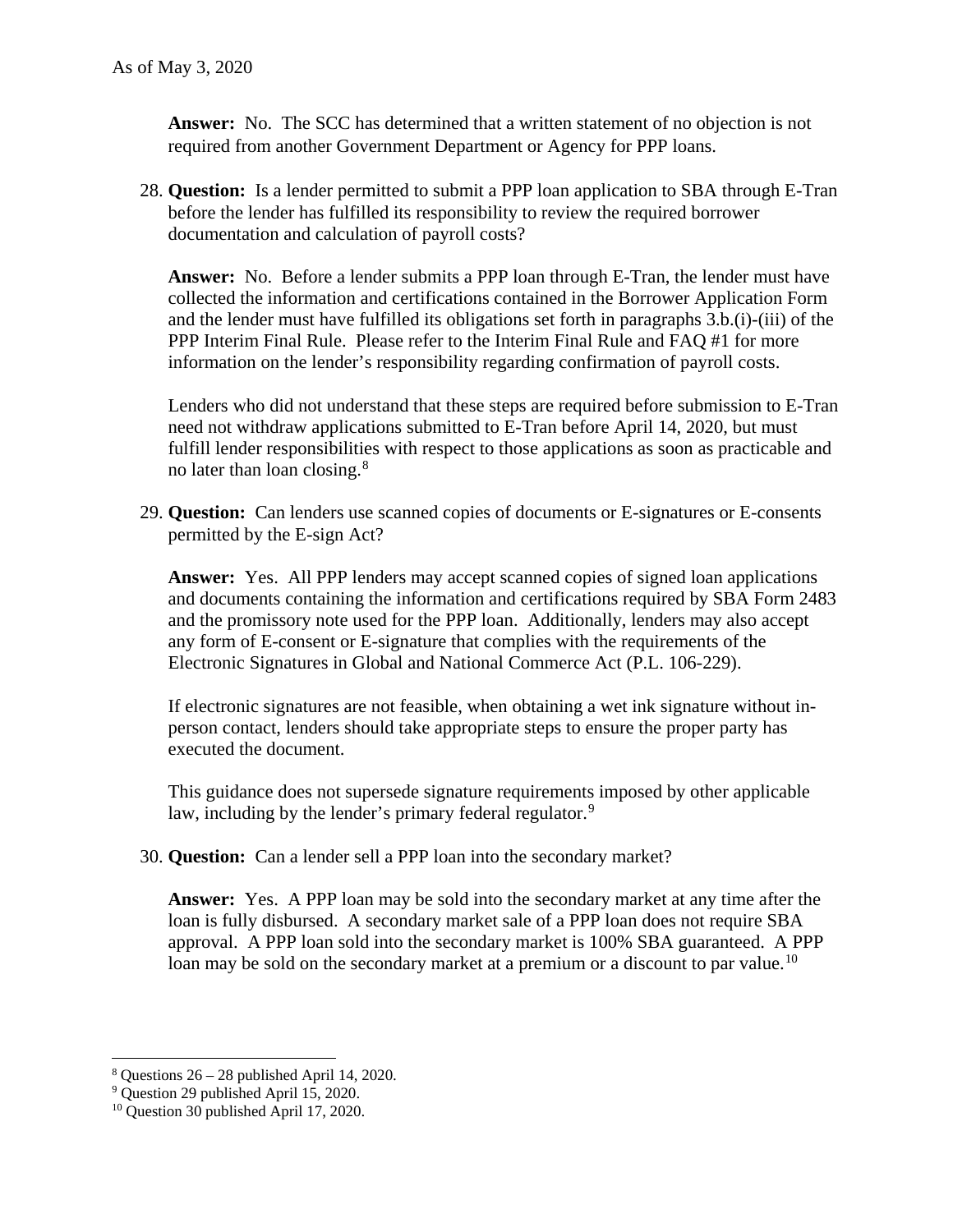**Answer:** No. The SCC has determined that a written statement of no objection is not required from another Government Department or Agency for PPP loans.

28. **Question:** Is a lender permitted to submit a PPP loan application to SBA through E-Tran before the lender has fulfilled its responsibility to review the required borrower documentation and calculation of payroll costs?

    **Answer:** No. Before a lender submits a PPP loan through E-Tran, the lender must have collected the information and certifications contained in the Borrower Application Form and the lender must have fulfilled its obligations set forth in paragraphs 3.b.(i)-(iii) of the PPP Interim Final Rule. Please refer to the Interim Final Rule and FAQ #1 for more information on the lender's responsibility regarding confirmation of payroll costs.

    Lenders who did not understand that these steps are required before submission to E-Tran need not withdraw applications submitted to E-Tran before April 14, 2020, but must fulfill lender responsibilities with respect to those applications as soon as practicable and no later than loan closing.[8]

29. **Question:** Can lenders use scanned copies of documents or E-signatures or E-consents permitted by the E-sign Act?

    **Answer:** Yes. All PPP lenders may accept scanned copies of signed loan applications and documents containing the information and certifications required by SBA Form 2483 and the promissory note used for the PPP loan. Additionally, lenders may also accept any form of E-consent or E-signature that complies with the requirements of the Electronic Signatures in Global and National Commerce Act (P.L. 106-229).

    If electronic signatures are not feasible, when obtaining a wet ink signature without in-person contact, lenders should take appropriate steps to ensure the proper party has executed the document.

    This guidance does not supersede signature requirements imposed by other applicable law, including by the lender's primary federal regulator.[9]

30. **Question:** Can a lender sell a PPP loan into the secondary market?

    **Answer:** Yes. A PPP loan may be sold into the secondary market at any time after the loan is fully disbursed. A secondary market sale of a PPP loan does not require SBA approval. A PPP loan sold into the secondary market is 100% SBA guaranteed. A PPP loan may be sold on the secondary market at a premium or a discount to par value.[10]

---

[8] Questions 26 – 28 published April 14, 2020.

[9] Question 29 published April 15, 2020.

[10] Question 30 published April 17, 2020.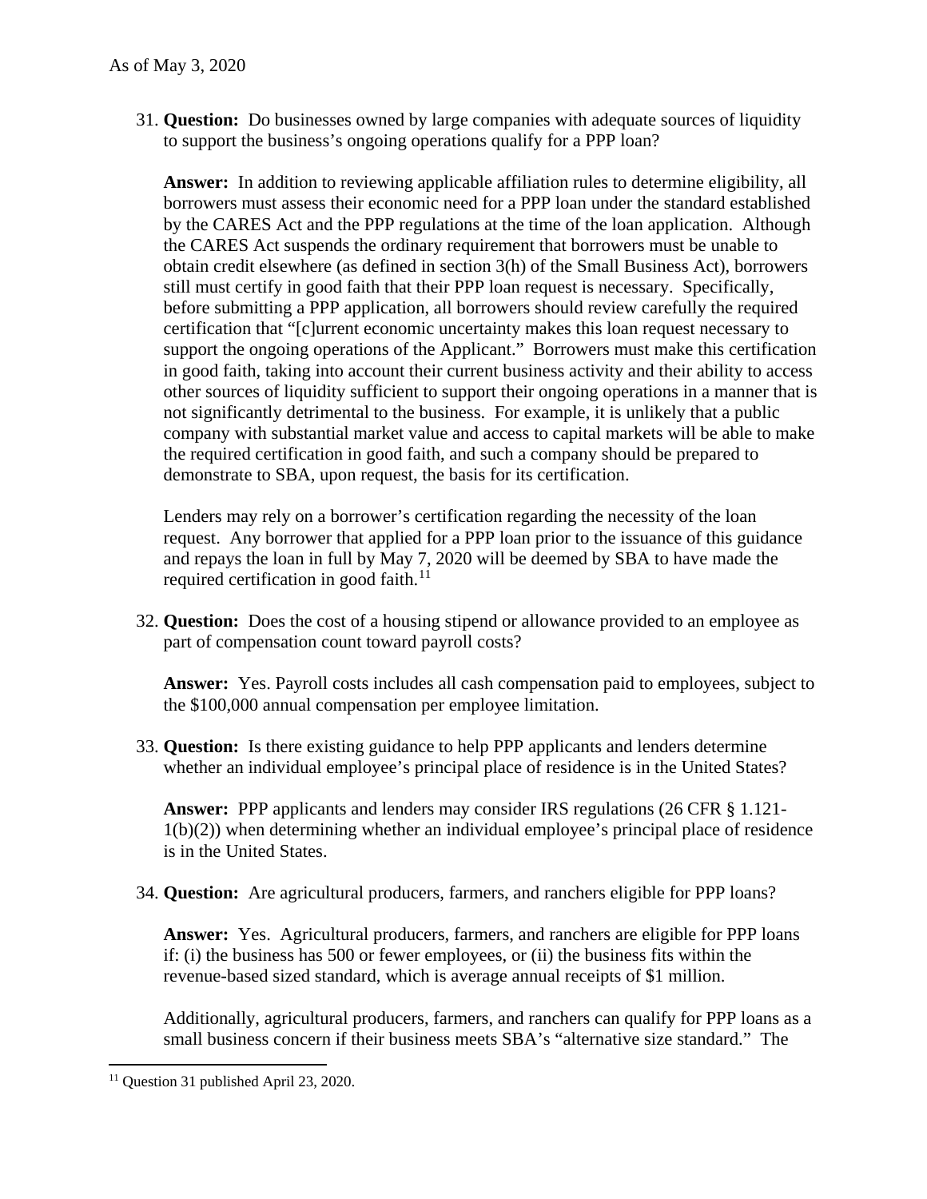31. **Question:** Do businesses owned by large companies with adequate sources of liquidity to support the business's ongoing operations qualify for a PPP loan?

    **Answer:** In addition to reviewing applicable affiliation rules to determine eligibility, all borrowers must assess their economic need for a PPP loan under the standard established by the CARES Act and the PPP regulations at the time of the loan application. Although the CARES Act suspends the ordinary requirement that borrowers must be unable to obtain credit elsewhere (as defined in section 3(h) of the Small Business Act), borrowers still must certify in good faith that their PPP loan request is necessary. Specifically, before submitting a PPP application, all borrowers should review carefully the required certification that "[c]urrent economic uncertainty makes this loan request necessary to support the ongoing operations of the Applicant." Borrowers must make this certification in good faith, taking into account their current business activity and their ability to access other sources of liquidity sufficient to support their ongoing operations in a manner that is not significantly detrimental to the business. For example, it is unlikely that a public company with substantial market value and access to capital markets will be able to make the required certification in good faith, and such a company should be prepared to demonstrate to SBA, upon request, the basis for its certification.

    Lenders may rely on a borrower's certification regarding the necessity of the loan request. Any borrower that applied for a PPP loan prior to the issuance of this guidance and repays the loan in full by May 7, 2020 will be deemed by SBA to have made the required certification in good faith.[11]

32. **Question:** Does the cost of a housing stipend or allowance provided to an employee as part of compensation count toward payroll costs?

    **Answer:** Yes. Payroll costs includes all cash compensation paid to employees, subject to the $100,000 annual compensation per employee limitation.

33. **Question:** Is there existing guidance to help PPP applicants and lenders determine whether an individual employee's principal place of residence is in the United States?

    **Answer:** PPP applicants and lenders may consider IRS regulations (26 CFR § 1.121-1(b)(2)) when determining whether an individual employee's principal place of residence is in the United States.

34. **Question:** Are agricultural producers, farmers, and ranchers eligible for PPP loans?

    **Answer:** Yes. Agricultural producers, farmers, and ranchers are eligible for PPP loans if: (i) the business has 500 or fewer employees, or (ii) the business fits within the revenue-based sized standard, which is average annual receipts of $1 million.

    Additionally, agricultural producers, farmers, and ranchers can qualify for PPP loans as a small business concern if their business meets SBA's "alternative size standard." The

[11] Question 31 published April 23, 2020.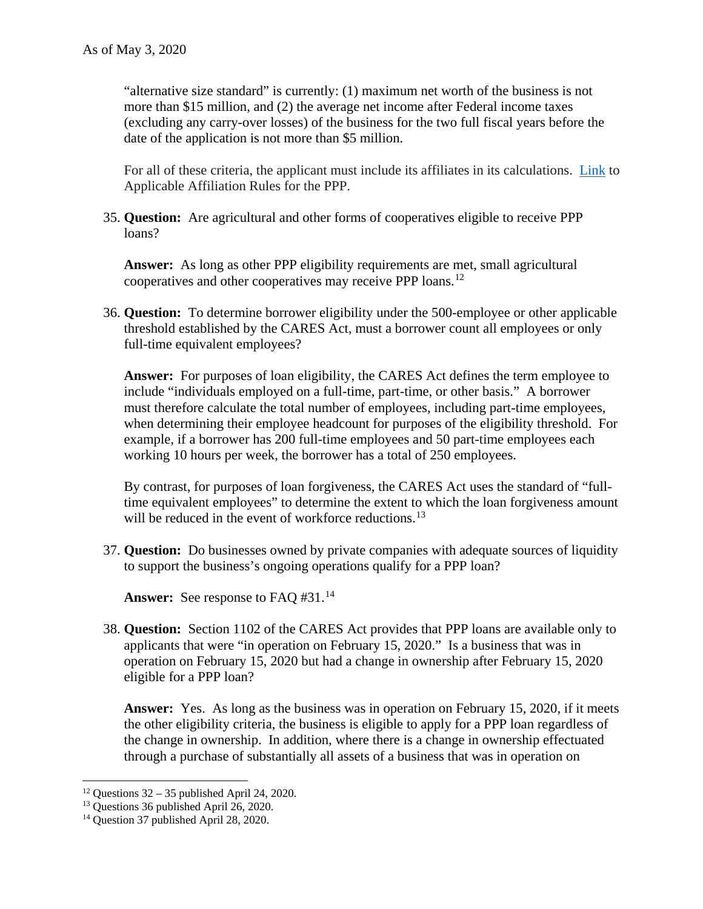"alternative size standard" is currently: (1) maximum net worth of the business is not more than $15 million, and (2) the average net income after Federal income taxes (excluding any carry-over losses) of the business for the two full fiscal years before the date of the application is not more than $5 million.

For all of these criteria, the applicant must include its affiliates in its calculations. [Link](#) to Applicable Affiliation Rules for the PPP.

35. **Question:** Are agricultural and other forms of cooperatives eligible to receive PPP loans?

    **Answer:** As long as other PPP eligibility requirements are met, small agricultural cooperatives and other cooperatives may receive PPP loans.[12]

36. **Question:** To determine borrower eligibility under the 500-employee or other applicable threshold established by the CARES Act, must a borrower count all employees or only full-time equivalent employees?

    **Answer:** For purposes of loan eligibility, the CARES Act defines the term employee to include "individuals employed on a full-time, part-time, or other basis." A borrower must therefore calculate the total number of employees, including part-time employees, when determining their employee headcount for purposes of the eligibility threshold. For example, if a borrower has 200 full-time employees and 50 part-time employees each working 10 hours per week, the borrower has a total of 250 employees.

    By contrast, for purposes of loan forgiveness, the CARES Act uses the standard of "full-time equivalent employees" to determine the extent to which the loan forgiveness amount will be reduced in the event of workforce reductions.[13]

37. **Question:** Do businesses owned by private companies with adequate sources of liquidity to support the business's ongoing operations qualify for a PPP loan?

    **Answer:** See response to FAQ #31.[14]

38. **Question:** Section 1102 of the CARES Act provides that PPP loans are available only to applicants that were "in operation on February 15, 2020." Is a business that was in operation on February 15, 2020 but had a change in ownership after February 15, 2020 eligible for a PPP loan?

    **Answer:** Yes. As long as the business was in operation on February 15, 2020, if it meets the other eligibility criteria, the business is eligible to apply for a PPP loan regardless of the change in ownership. In addition, where there is a change in ownership effectuated through a purchase of substantially all assets of a business that was in operation on

---

[12] Questions 32 – 35 published April 24, 2020.

[13] Questions 36 published April 26, 2020.

[14] Question 37 published April 28, 2020.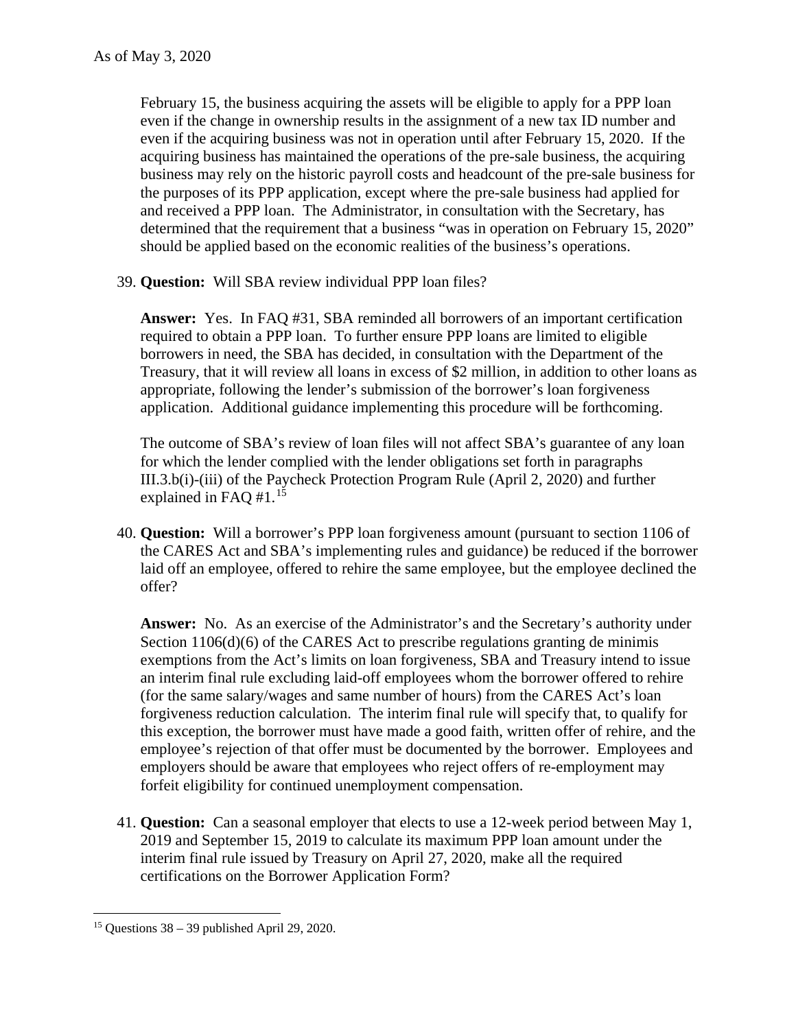February 15, the business acquiring the assets will be eligible to apply for a PPP loan even if the change in ownership results in the assignment of a new tax ID number and even if the acquiring business was not in operation until after February 15, 2020. If the acquiring business has maintained the operations of the pre-sale business, the acquiring business may rely on the historic payroll costs and headcount of the pre-sale business for the purposes of its PPP application, except where the pre-sale business had applied for and received a PPP loan. The Administrator, in consultation with the Secretary, has determined that the requirement that a business "was in operation on February 15, 2020" should be applied based on the economic realities of the business's operations.

39. **Question:** Will SBA review individual PPP loan files?

    **Answer:** Yes. In FAQ #31, SBA reminded all borrowers of an important certification required to obtain a PPP loan. To further ensure PPP loans are limited to eligible borrowers in need, the SBA has decided, in consultation with the Department of the Treasury, that it will review all loans in excess of $2 million, in addition to other loans as appropriate, following the lender's submission of the borrower's loan forgiveness application. Additional guidance implementing this procedure will be forthcoming.

    The outcome of SBA's review of loan files will not affect SBA's guarantee of any loan for which the lender complied with the lender obligations set forth in paragraphs III.3.b(i)-(iii) of the Paycheck Protection Program Rule (April 2, 2020) and further explained in FAQ #1.[15]

40. **Question:** Will a borrower's PPP loan forgiveness amount (pursuant to section 1106 of the CARES Act and SBA's implementing rules and guidance) be reduced if the borrower laid off an employee, offered to rehire the same employee, but the employee declined the offer?

    **Answer:** No. As an exercise of the Administrator's and the Secretary's authority under Section 1106(d)(6) of the CARES Act to prescribe regulations granting de minimis exemptions from the Act's limits on loan forgiveness, SBA and Treasury intend to issue an interim final rule excluding laid-off employees whom the borrower offered to rehire (for the same salary/wages and same number of hours) from the CARES Act's loan forgiveness reduction calculation. The interim final rule will specify that, to qualify for this exception, the borrower must have made a good faith, written offer of rehire, and the employee's rejection of that offer must be documented by the borrower. Employees and employers should be aware that employees who reject offers of re-employment may forfeit eligibility for continued unemployment compensation.

41. **Question:** Can a seasonal employer that elects to use a 12-week period between May 1, 2019 and September 15, 2019 to calculate its maximum PPP loan amount under the interim final rule issued by Treasury on April 27, 2020, make all the required certifications on the Borrower Application Form?

---

[15] Questions 38 – 39 published April 29, 2020.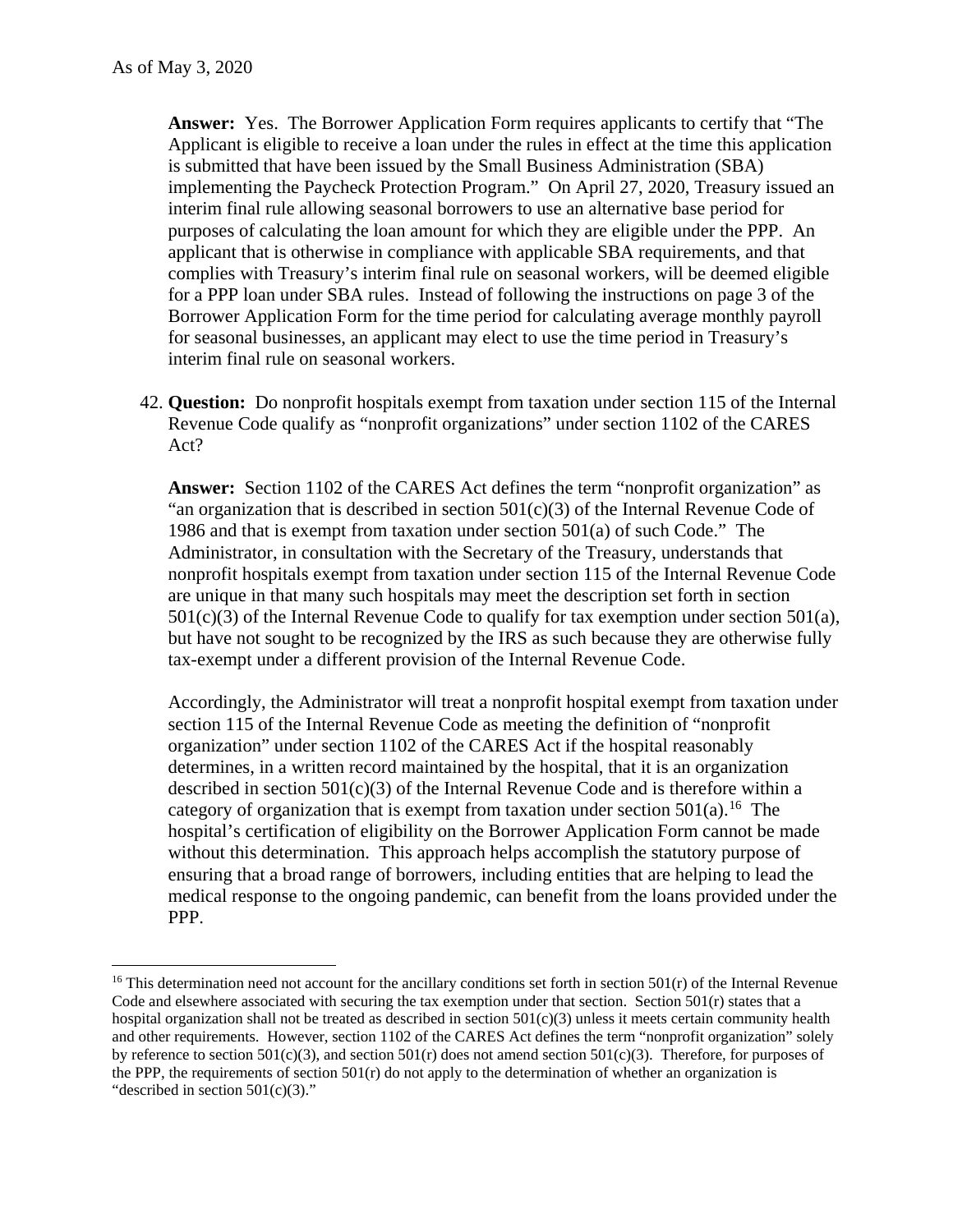**Answer:** Yes. The Borrower Application Form requires applicants to certify that "The Applicant is eligible to receive a loan under the rules in effect at the time this application is submitted that have been issued by the Small Business Administration (SBA) implementing the Paycheck Protection Program." On April 27, 2020, Treasury issued an interim final rule allowing seasonal borrowers to use an alternative base period for purposes of calculating the loan amount for which they are eligible under the PPP. An applicant that is otherwise in compliance with applicable SBA requirements, and that complies with Treasury's interim final rule on seasonal workers, will be deemed eligible for a PPP loan under SBA rules. Instead of following the instructions on page 3 of the Borrower Application Form for the time period for calculating average monthly payroll for seasonal businesses, an applicant may elect to use the time period in Treasury's interim final rule on seasonal workers.

42. **Question:** Do nonprofit hospitals exempt from taxation under section 115 of the Internal Revenue Code qualify as "nonprofit organizations" under section 1102 of the CARES Act?

    **Answer:** Section 1102 of the CARES Act defines the term "nonprofit organization" as "an organization that is described in section 501(c)(3) of the Internal Revenue Code of 1986 and that is exempt from taxation under section 501(a) of such Code." The Administrator, in consultation with the Secretary of the Treasury, understands that nonprofit hospitals exempt from taxation under section 115 of the Internal Revenue Code are unique in that many such hospitals may meet the description set forth in section 501(c)(3) of the Internal Revenue Code to qualify for tax exemption under section 501(a), but have not sought to be recognized by the IRS as such because they are otherwise fully tax-exempt under a different provision of the Internal Revenue Code.

    Accordingly, the Administrator will treat a nonprofit hospital exempt from taxation under section 115 of the Internal Revenue Code as meeting the definition of "nonprofit organization" under section 1102 of the CARES Act if the hospital reasonably determines, in a written record maintained by the hospital, that it is an organization described in section 501(c)(3) of the Internal Revenue Code and is therefore within a category of organization that is exempt from taxation under section 501(a).[16] The hospital's certification of eligibility on the Borrower Application Form cannot be made without this determination. This approach helps accomplish the statutory purpose of ensuring that a broad range of borrowers, including entities that are helping to lead the medical response to the ongoing pandemic, can benefit from the loans provided under the PPP.

---

[16] This determination need not account for the ancillary conditions set forth in section 501(r) of the Internal Revenue Code and elsewhere associated with securing the tax exemption under that section. Section 501(r) states that a hospital organization shall not be treated as described in section 501(c)(3) unless it meets certain community health and other requirements. However, section 1102 of the CARES Act defines the term "nonprofit organization" solely by reference to section 501(c)(3), and section 501(r) does not amend section 501(c)(3). Therefore, for purposes of the PPP, the requirements of section 501(r) do not apply to the determination of whether an organization is "described in section 501(c)(3)."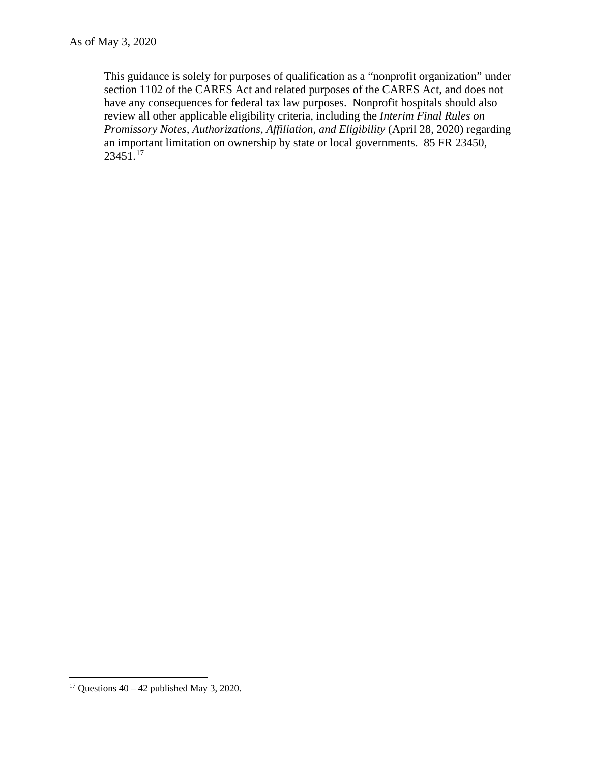This guidance is solely for purposes of qualification as a "nonprofit organization" under section 1102 of the CARES Act and related purposes of the CARES Act, and does not have any consequences for federal tax law purposes. Nonprofit hospitals should also review all other applicable eligibility criteria, including the *Interim Final Rules on Promissory Notes, Authorizations, Affiliation, and Eligibility* (April 28, 2020) regarding an important limitation on ownership by state or local governments. 85 FR 23450, 23451.[17]

---

[17] Questions 40 – 42 published May 3, 2020.